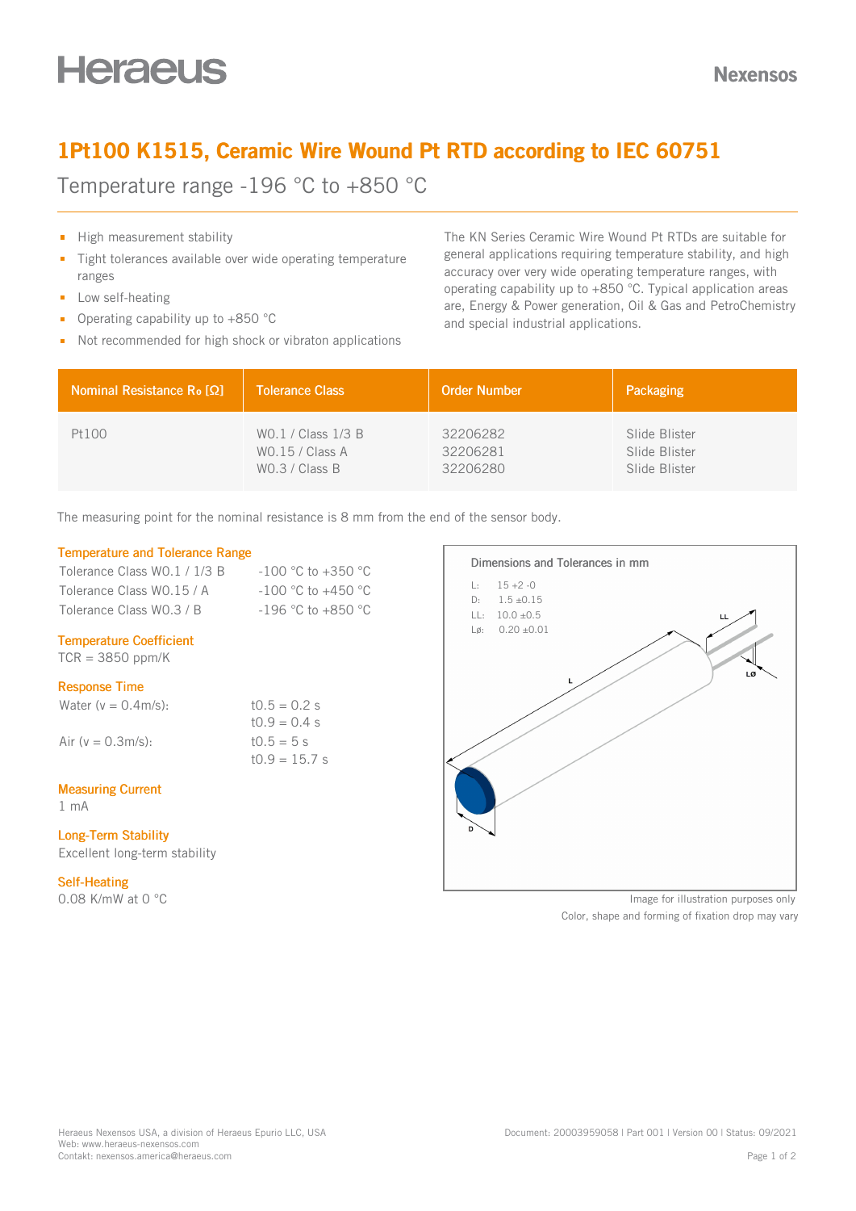Heraeus

Nexensos

# 1Pt100 K1515, Ceramic Wire Wound Pt RTD according to IEC 60751

Temperature range -196 °C to +850 °C

- High measurement stability
- Tight tolerances available over wide operating temperature ranges
- Low self-heating
- Operating capability up to +850 °C
- Not recommended for high shock or vibraton applications

The KN Series Ceramic Wire Wound Pt RTDs are suitable for general applications requiring temperature stability, and high accuracy over very wide operating temperature ranges, with operating capability up to +850 °C. Typical application areas are, Energy & Power generation, Oil & Gas and PetroChemistry and special industrial applications.

| Nominal Resistance $R_0$ [Ω] | Tolerance Class | Order Number | Packaging |
|---|---|---|---|
| Pt100 | W0.1 / Class 1/3 B<br>W0.15 / Class A<br>W0.3 / Class B | 32206282<br>32206281<br>32206280 | Slide Blister<br>Slide Blister<br>Slide Blister |

The measuring point for the nominal resistance is 8 mm from the end of the sensor body.

### Temperature and Tolerance Range

| | |
|---|---|
| Tolerance Class W0.1 / 1/3 B | -100 °C to +350 °C |
| Tolerance Class W0.15 / A | -100 °C to +450 °C |
| Tolerance Class W0.3 / B | -196 °C to +850 °C |

### Temperature Coefficient

TCR = 3850 ppm/K

### Response Time

| | |
|---|---|
| Water (v = 0.4m/s): | $t_{0.5}$ = 0.2 s<br>$t_{0.9}$ = 0.4 s |
| Air (v = 0.3m/s): | $t_{0.5}$ = 5 s<br>$t_{0.9}$ = 15.7 s |

### Measuring Current

1 mA

### Long-Term Stability

Excellent long-term stability

### Self-Heating

0.08 K/mW at 0 °C

### Dimensions and Tolerances in mm

- L: 15 +2 -0
- D: 1.5 ±0.15
- LL: 10.0 ±0.5
- LØ: 0.20 ±0.01

Image for illustration purposes only
Color, shape and forming of fixation drop may vary

Heraeus Nexensos USA, a division of Heraeus Epurio LLC, USA
Web: www.heraeus-nexensos.com
Contakt: nexensos.america@heraeus.com

Document: 20003959058 | Part 001 | Version 00 | Status: 09/2021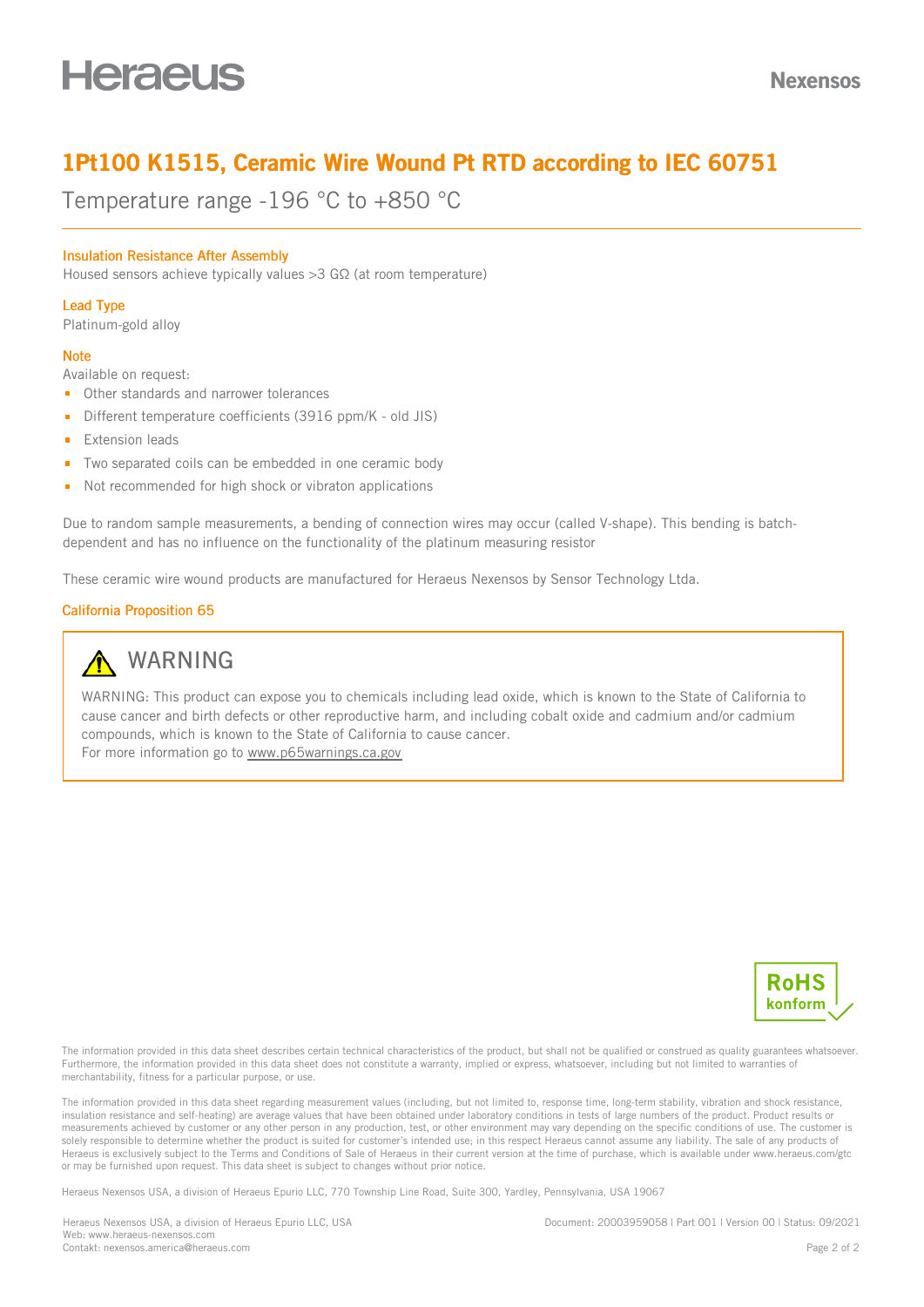# 1Pt100 K1515, Ceramic Wire Wound Pt RTD according to IEC 60751

Temperature range -196 °C to +850 °C

### Insulation Resistance After Assembly

Housed sensors achieve typically values >3 GΩ (at room temperature)

### Lead Type

Platinum-gold alloy

### Note

Available on request:

- Other standards and narrower tolerances
- Different temperature coefficients (3916 ppm/K - old JIS)
- Extension leads
- Two separated coils can be embedded in one ceramic body
- Not recommended for high shock or vibraton applications

Due to random sample measurements, a bending of connection wires may occur (called V-shape). This bending is batch-dependent and has no influence on the functionality of the platinum measuring resistor

These ceramic wire wound products are manufactured for Heraeus Nexensos by Sensor Technology Ltda.

### California Proposition 65

**⚠ WARNING**

WARNING: This product can expose you to chemicals including lead oxide, which is known to the State of California to cause cancer and birth defects or other reproductive harm, and including cobalt oxide and cadmium and/or cadmium compounds, which is known to the State of California to cause cancer.
For more information go to www.p65warnings.ca.gov

RoHS konform

The information provided in this data sheet describes certain technical characteristics of the product, but shall not be qualified or construed as quality guarantees whatsoever. Furthermore, the information provided in this data sheet does not constitute a warranty, implied or express, whatsoever, including but not limited to warranties of merchantability, fitness for a particular purpose, or use.

The information provided in this data sheet regarding measurement values (including, but not limited to, response time, long-term stability, vibration and shock resistance, insulation resistance and self-heating) are average values that have been obtained under laboratory conditions in tests of large numbers of the product. Product results or measurements achieved by customer or any other person in any production, test, or other environment may vary depending on the specific conditions of use. The customer is solely responsible to determine whether the product is suited for customer's intended use; in this respect Heraeus cannot assume any liability. The sale of any products of Heraeus is exclusively subject to the Terms and Conditions of Sale of Heraeus in their current version at the time of purchase, which is available under www.heraeus.com/gtc or may be furnished upon request. This data sheet is subject to changes without prior notice.

Heraeus Nexensos USA, a division of Heraeus Epurio LLC, 770 Township Line Road, Suite 300, Yardley, Pennsylvania, USA 19067

Heraeus Nexensos USA, a division of Heraeus Epurio LLC, USA
Web: www.heraeus-nexensos.com
Contakt: nexensos.america@heraeus.com

Document: 20003959058 | Part 001 | Version 00 | Status: 09/2021